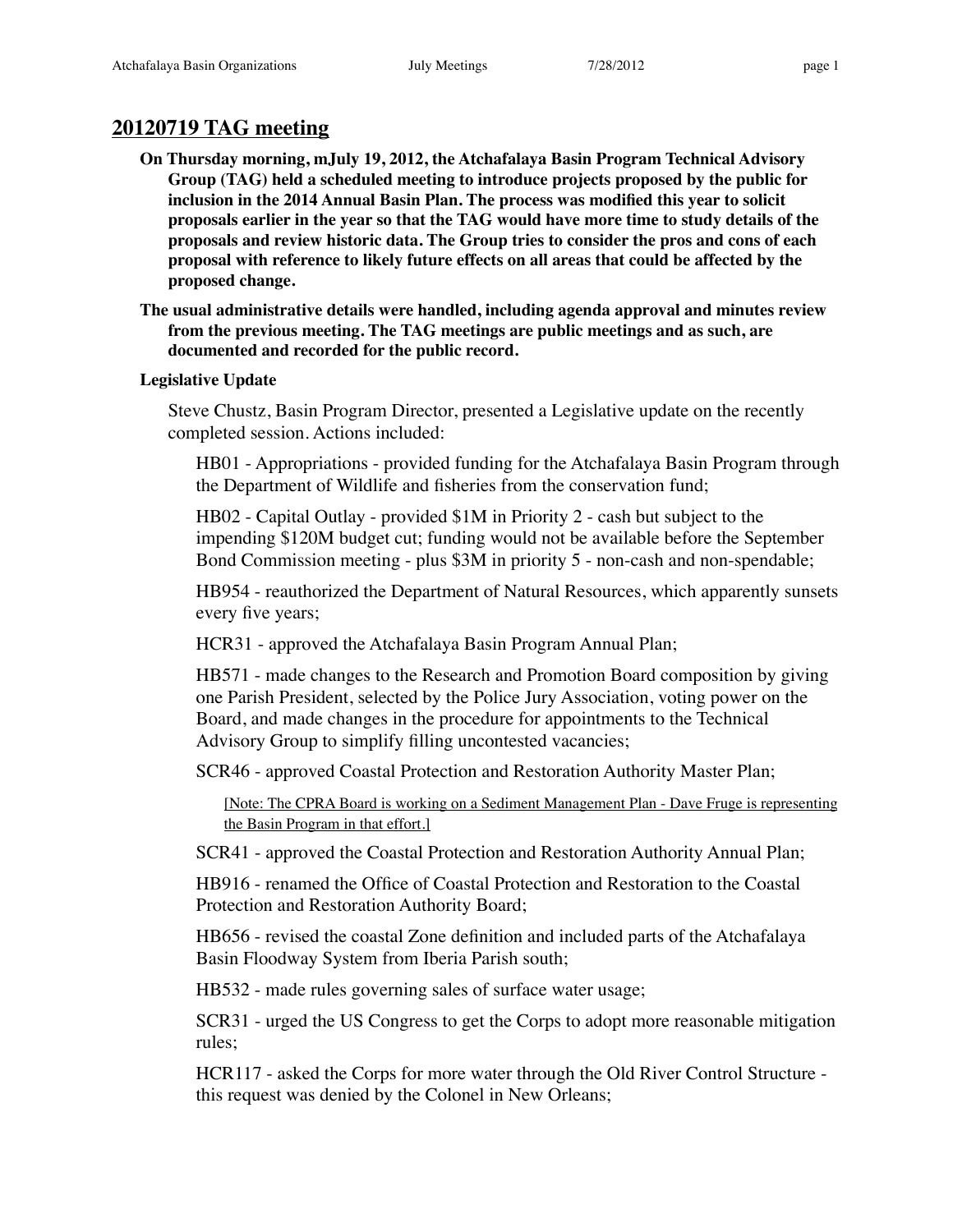## 20120719 TAG meeting

**On Thursday morning, mJuly 19, 2012, the Atchafalaya Basin Program Technical Advisory Group (TAG) held a scheduled meeting to introduce projects proposed by the public for inclusion in the 2014 Annual Basin Plan. The process was modified this year to solicit proposals earlier in the year so that the TAG would have more time to study details of the proposals and review historic data. The Group tries to consider the pros and cons of each proposal with reference to likely future effects on all areas that could be affected by the proposed change.**

**The usual administrative details were handled, including agenda approval and minutes review from the previous meeting. The TAG meetings are public meetings and as such, are documented and recorded for the public record.**

**Legislative Update**

Steve Chustz, Basin Program Director, presented a Legislative update on the recently completed session. Actions included:

HB01 - Appropriations - provided funding for the Atchafalaya Basin Program through the Department of Wildlife and fisheries from the conservation fund;

HB02 - Capital Outlay - provided $1M in Priority 2 - cash but subject to the impending $120M budget cut; funding would not be available before the September Bond Commission meeting - plus $3M in priority 5 - non-cash and non-spendable;

HB954 - reauthorized the Department of Natural Resources, which apparently sunsets every five years;

HCR31 - approved the Atchafalaya Basin Program Annual Plan;

HB571 - made changes to the Research and Promotion Board composition by giving one Parish President, selected by the Police Jury Association, voting power on the Board, and made changes in the procedure for appointments to the Technical Advisory Group to simplify filling uncontested vacancies;

SCR46 - approved Coastal Protection and Restoration Authority Master Plan;

> [Note: The CPRA Board is working on a Sediment Management Plan - Dave Fruge is representing the Basin Program in that effort.]

SCR41 - approved the Coastal Protection and Restoration Authority Annual Plan;

HB916 - renamed the Office of Coastal Protection and Restoration to the Coastal Protection and Restoration Authority Board;

HB656 - revised the coastal Zone definition and included parts of the Atchafalaya Basin Floodway System from Iberia Parish south;

HB532 - made rules governing sales of surface water usage;

SCR31 - urged the US Congress to get the Corps to adopt more reasonable mitigation rules;

HCR117 - asked the Corps for more water through the Old River Control Structure - this request was denied by the Colonel in New Orleans;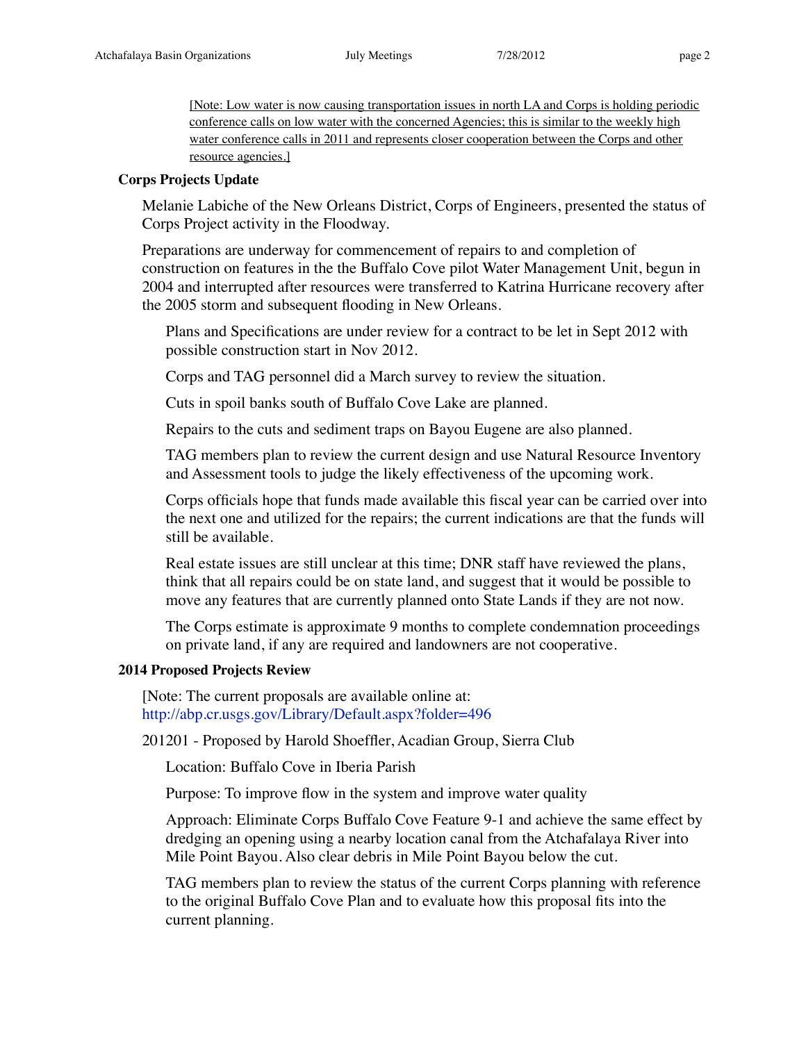[Note: Low water is now causing transportation issues in north LA and Corps is holding periodic conference calls on low water with the concerned Agencies; this is similar to the weekly high water conference calls in 2011 and represents closer cooperation between the Corps and other resource agencies.]

**Corps Projects Update**

Melanie Labiche of the New Orleans District, Corps of Engineers, presented the status of Corps Project activity in the Floodway.

Preparations are underway for commencement of repairs to and completion of construction on features in the the Buffalo Cove pilot Water Management Unit, begun in 2004 and interrupted after resources were transferred to Katrina Hurricane recovery after the 2005 storm and subsequent flooding in New Orleans.

Plans and Specifications are under review for a contract to be let in Sept 2012 with possible construction start in Nov 2012.

Corps and TAG personnel did a March survey to review the situation.

Cuts in spoil banks south of Buffalo Cove Lake are planned.

Repairs to the cuts and sediment traps on Bayou Eugene are also planned.

TAG members plan to review the current design and use Natural Resource Inventory and Assessment tools to judge the likely effectiveness of the upcoming work.

Corps officials hope that funds made available this fiscal year can be carried over into the next one and utilized for the repairs; the current indications are that the funds will still be available.

Real estate issues are still unclear at this time; DNR staff have reviewed the plans, think that all repairs could be on state land, and suggest that it would be possible to move any features that are currently planned onto State Lands if they are not now.

The Corps estimate is approximate 9 months to complete condemnation proceedings on private land, if any are required and landowners are not cooperative.

**2014 Proposed Projects Review**

[Note: The current proposals are available online at: http://abp.cr.usgs.gov/Library/Default.aspx?folder=496

201201 - Proposed by Harold Shoeffler, Acadian Group, Sierra Club

Location: Buffalo Cove in Iberia Parish

Purpose: To improve flow in the system and improve water quality

Approach: Eliminate Corps Buffalo Cove Feature 9-1 and achieve the same effect by dredging an opening using a nearby location canal from the Atchafalaya River into Mile Point Bayou. Also clear debris in Mile Point Bayou below the cut.

TAG members plan to review the status of the current Corps planning with reference to the original Buffalo Cove Plan and to evaluate how this proposal fits into the current planning.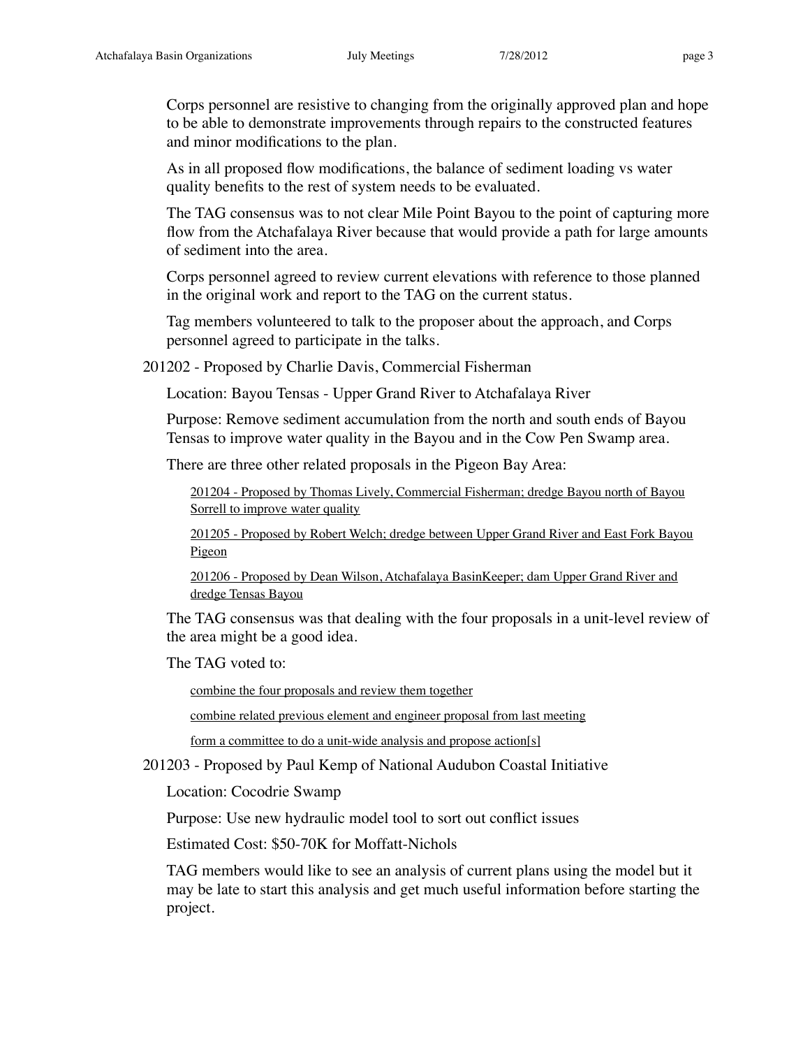Corps personnel are resistive to changing from the originally approved plan and hope to be able to demonstrate improvements through repairs to the constructed features and minor modifications to the plan.

As in all proposed flow modifications, the balance of sediment loading vs water quality benefits to the rest of system needs to be evaluated.

The TAG consensus was to not clear Mile Point Bayou to the point of capturing more flow from the Atchafalaya River because that would provide a path for large amounts of sediment into the area.

Corps personnel agreed to review current elevations with reference to those planned in the original work and report to the TAG on the current status.

Tag members volunteered to talk to the proposer about the approach, and Corps personnel agreed to participate in the talks.

201202 - Proposed by Charlie Davis, Commercial Fisherman

Location: Bayou Tensas - Upper Grand River to Atchafalaya River

Purpose: Remove sediment accumulation from the north and south ends of Bayou Tensas to improve water quality in the Bayou and in the Cow Pen Swamp area.

There are three other related proposals in the Pigeon Bay Area:

- 201204 - Proposed by Thomas Lively, Commercial Fisherman; dredge Bayou north of Bayou Sorrell to improve water quality
- 201205 - Proposed by Robert Welch; dredge between Upper Grand River and East Fork Bayou Pigeon
- 201206 - Proposed by Dean Wilson, Atchafalaya BasinKeeper; dam Upper Grand River and dredge Tensas Bayou

The TAG consensus was that dealing with the four proposals in a unit-level review of the area might be a good idea.

The TAG voted to:

- combine the four proposals and review them together
- combine related previous element and engineer proposal from last meeting
- form a committee to do a unit-wide analysis and propose action[s]

201203 - Proposed by Paul Kemp of National Audubon Coastal Initiative

Location: Cocodrie Swamp

Purpose: Use new hydraulic model tool to sort out conflict issues

Estimated Cost: $50-70K for Moffatt-Nichols

TAG members would like to see an analysis of current plans using the model but it may be late to start this analysis and get much useful information before starting the project.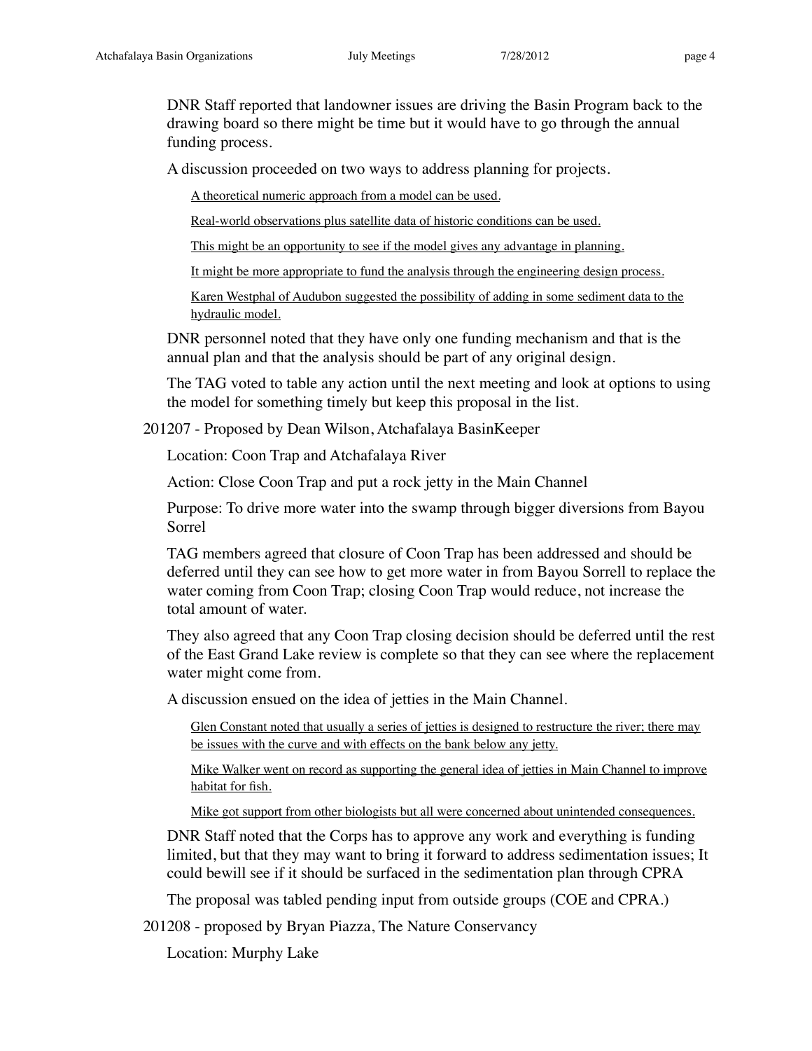DNR Staff reported that landowner issues are driving the Basin Program back to the drawing board so there might be time but it would have to go through the annual funding process.

A discussion proceeded on two ways to address planning for projects.

- A theoretical numeric approach from a model can be used.
- Real-world observations plus satellite data of historic conditions can be used.
- This might be an opportunity to see if the model gives any advantage in planning.
- It might be more appropriate to fund the analysis through the engineering design process.
- Karen Westphal of Audubon suggested the possibility of adding in some sediment data to the hydraulic model.

DNR personnel noted that they have only one funding mechanism and that is the annual plan and that the analysis should be part of any original design.

The TAG voted to table any action until the next meeting and look at options to using the model for something timely but keep this proposal in the list.

201207 - Proposed by Dean Wilson, Atchafalaya BasinKeeper

Location: Coon Trap and Atchafalaya River

Action: Close Coon Trap and put a rock jetty in the Main Channel

Purpose: To drive more water into the swamp through bigger diversions from Bayou Sorrel

TAG members agreed that closure of Coon Trap has been addressed and should be deferred until they can see how to get more water in from Bayou Sorrell to replace the water coming from Coon Trap; closing Coon Trap would reduce, not increase the total amount of water.

They also agreed that any Coon Trap closing decision should be deferred until the rest of the East Grand Lake review is complete so that they can see where the replacement water might come from.

A discussion ensued on the idea of jetties in the Main Channel.

- Glen Constant noted that usually a series of jetties is designed to restructure the river; there may be issues with the curve and with effects on the bank below any jetty.
- Mike Walker went on record as supporting the general idea of jetties in Main Channel to improve habitat for fish.
- Mike got support from other biologists but all were concerned about unintended consequences.

DNR Staff noted that the Corps has to approve any work and everything is funding limited, but that they may want to bring it forward to address sedimentation issues; It could bewill see if it should be surfaced in the sedimentation plan through CPRA

The proposal was tabled pending input from outside groups (COE and CPRA.)

201208 - proposed by Bryan Piazza, The Nature Conservancy

Location: Murphy Lake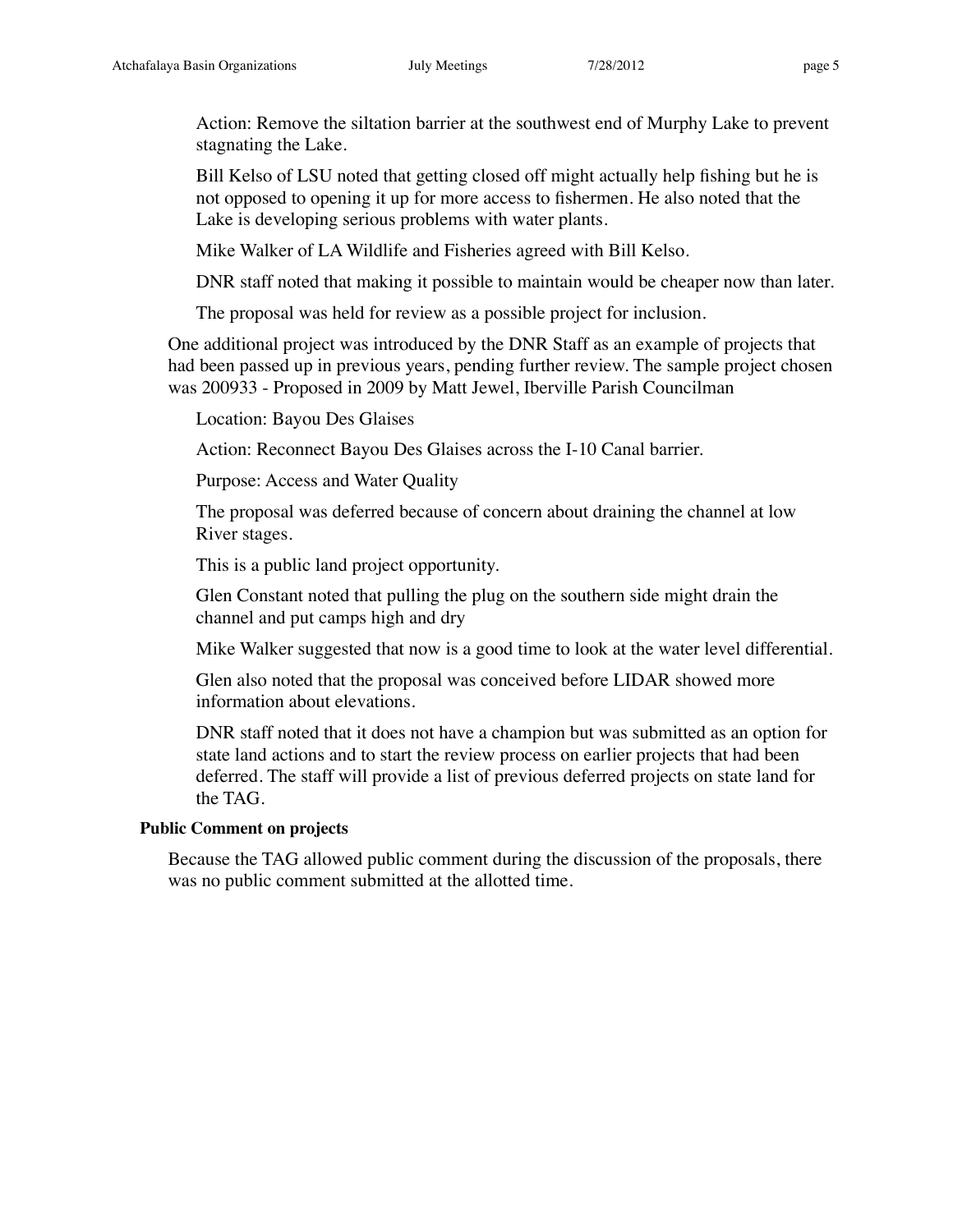Action: Remove the siltation barrier at the southwest end of Murphy Lake to prevent stagnating the Lake.

Bill Kelso of LSU noted that getting closed off might actually help fishing but he is not opposed to opening it up for more access to fishermen. He also noted that the Lake is developing serious problems with water plants.

Mike Walker of LA Wildlife and Fisheries agreed with Bill Kelso.

DNR staff noted that making it possible to maintain would be cheaper now than later.

The proposal was held for review as a possible project for inclusion.

One additional project was introduced by the DNR Staff as an example of projects that had been passed up in previous years, pending further review. The sample project chosen was 200933 - Proposed in 2009 by Matt Jewel, Iberville Parish Councilman

Location: Bayou Des Glaises

Action: Reconnect Bayou Des Glaises across the I-10 Canal barrier.

Purpose: Access and Water Quality

The proposal was deferred because of concern about draining the channel at low River stages.

This is a public land project opportunity.

Glen Constant noted that pulling the plug on the southern side might drain the channel and put camps high and dry

Mike Walker suggested that now is a good time to look at the water level differential.

Glen also noted that the proposal was conceived before LIDAR showed more information about elevations.

DNR staff noted that it does not have a champion but was submitted as an option for state land actions and to start the review process on earlier projects that had been deferred. The staff will provide a list of previous deferred projects on state land for the TAG.

**Public Comment on projects**

Because the TAG allowed public comment during the discussion of the proposals, there was no public comment submitted at the allotted time.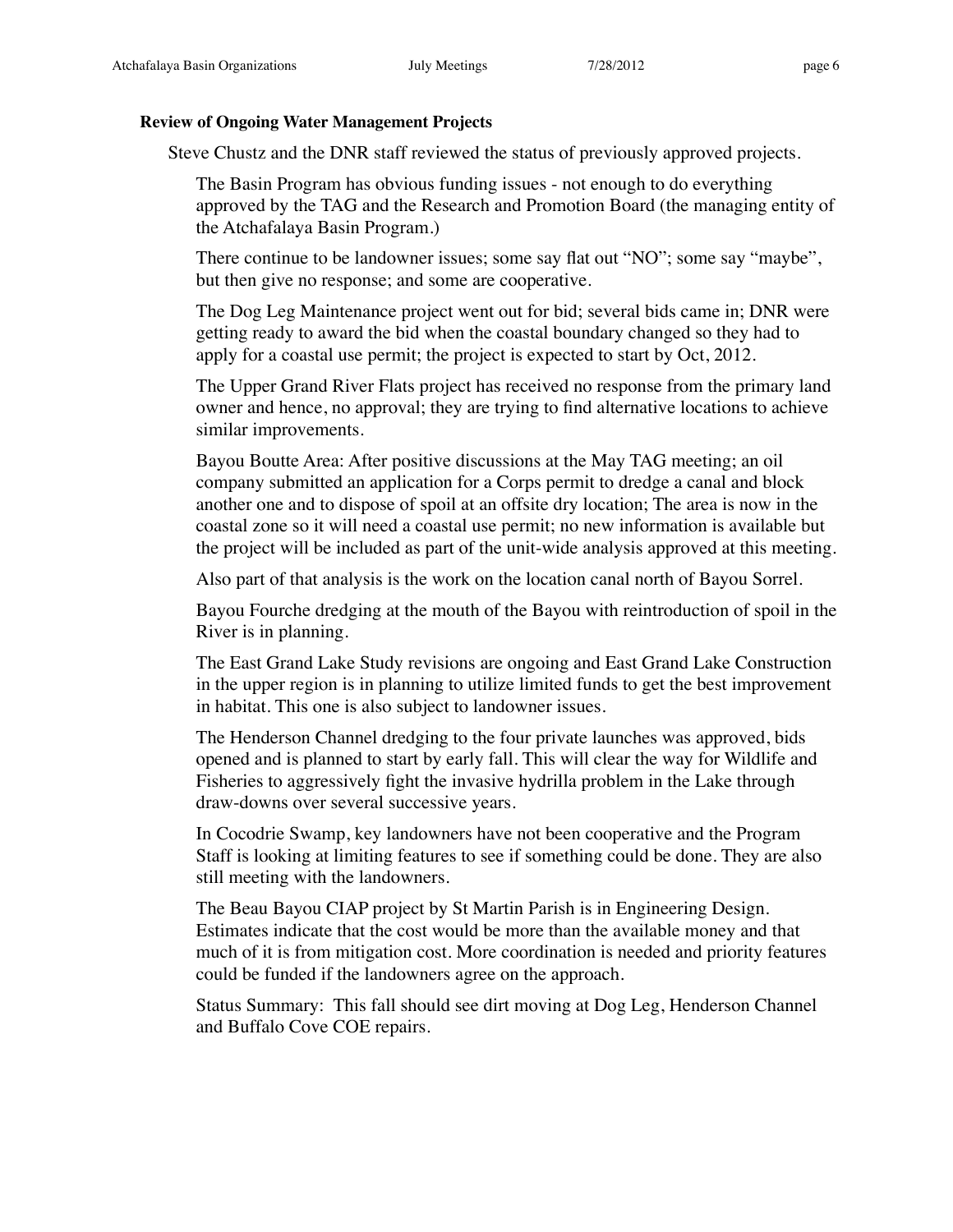**Review of Ongoing Water Management Projects**

Steve Chustz and the DNR staff reviewed the status of previously approved projects.

The Basin Program has obvious funding issues - not enough to do everything approved by the TAG and the Research and Promotion Board (the managing entity of the Atchafalaya Basin Program.)

There continue to be landowner issues; some say flat out "NO"; some say "maybe", but then give no response; and some are cooperative.

The Dog Leg Maintenance project went out for bid; several bids came in; DNR were getting ready to award the bid when the coastal boundary changed so they had to apply for a coastal use permit; the project is expected to start by Oct, 2012.

The Upper Grand River Flats project has received no response from the primary land owner and hence, no approval; they are trying to find alternative locations to achieve similar improvements.

Bayou Boutte Area: After positive discussions at the May TAG meeting; an oil company submitted an application for a Corps permit to dredge a canal and block another one and to dispose of spoil at an offsite dry location; The area is now in the coastal zone so it will need a coastal use permit; no new information is available but the project will be included as part of the unit-wide analysis approved at this meeting.

Also part of that analysis is the work on the location canal north of Bayou Sorrel.

Bayou Fourche dredging at the mouth of the Bayou with reintroduction of spoil in the River is in planning.

The East Grand Lake Study revisions are ongoing and East Grand Lake Construction in the upper region is in planning to utilize limited funds to get the best improvement in habitat. This one is also subject to landowner issues.

The Henderson Channel dredging to the four private launches was approved, bids opened and is planned to start by early fall. This will clear the way for Wildlife and Fisheries to aggressively fight the invasive hydrilla problem in the Lake through draw-downs over several successive years.

In Cocodrie Swamp, key landowners have not been cooperative and the Program Staff is looking at limiting features to see if something could be done. They are also still meeting with the landowners.

The Beau Bayou CIAP project by St Martin Parish is in Engineering Design. Estimates indicate that the cost would be more than the available money and that much of it is from mitigation cost. More coordination is needed and priority features could be funded if the landowners agree on the approach.

Status Summary: This fall should see dirt moving at Dog Leg, Henderson Channel and Buffalo Cove COE repairs.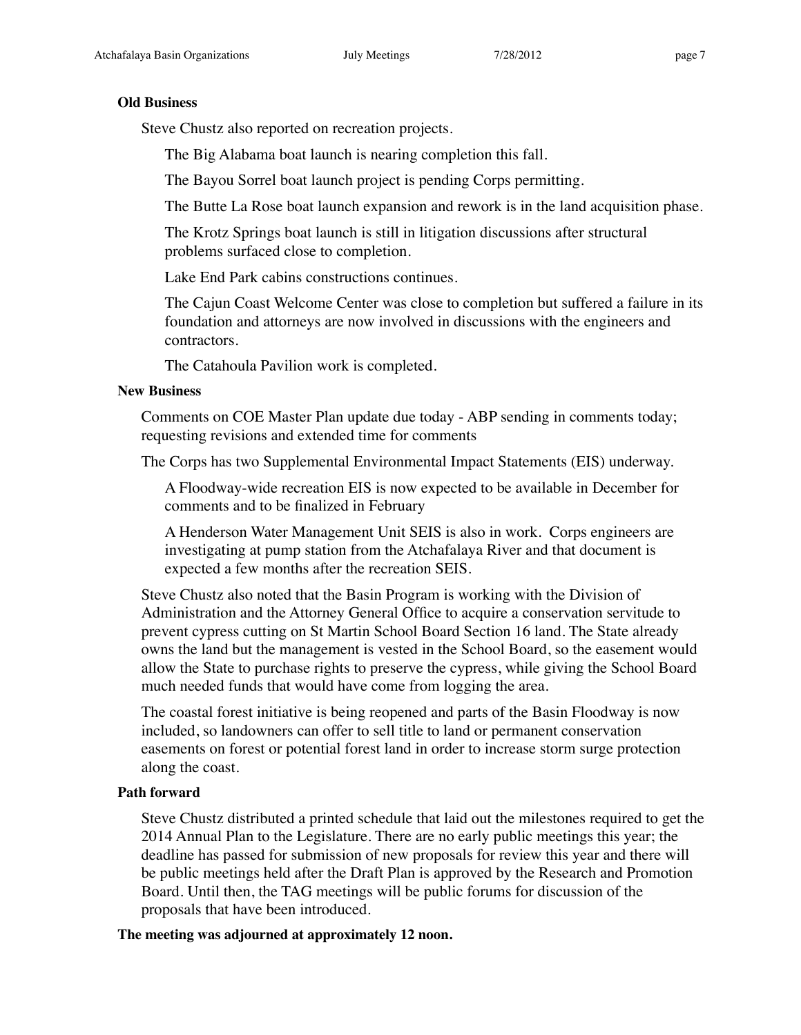**Old Business**

Steve Chustz also reported on recreation projects.

The Big Alabama boat launch is nearing completion this fall.

The Bayou Sorrel boat launch project is pending Corps permitting.

The Butte La Rose boat launch expansion and rework is in the land acquisition phase.

The Krotz Springs boat launch is still in litigation discussions after structural problems surfaced close to completion.

Lake End Park cabins constructions continues.

The Cajun Coast Welcome Center was close to completion but suffered a failure in its foundation and attorneys are now involved in discussions with the engineers and contractors.

The Catahoula Pavilion work is completed.

**New Business**

Comments on COE Master Plan update due today - ABP sending in comments today; requesting revisions and extended time for comments

The Corps has two Supplemental Environmental Impact Statements (EIS) underway.

A Floodway-wide recreation EIS is now expected to be available in December for comments and to be finalized in February

A Henderson Water Management Unit SEIS is also in work. Corps engineers are investigating at pump station from the Atchafalaya River and that document is expected a few months after the recreation SEIS.

Steve Chustz also noted that the Basin Program is working with the Division of Administration and the Attorney General Office to acquire a conservation servitude to prevent cypress cutting on St Martin School Board Section 16 land. The State already owns the land but the management is vested in the School Board, so the easement would allow the State to purchase rights to preserve the cypress, while giving the School Board much needed funds that would have come from logging the area.

The coastal forest initiative is being reopened and parts of the Basin Floodway is now included, so landowners can offer to sell title to land or permanent conservation easements on forest or potential forest land in order to increase storm surge protection along the coast.

**Path forward**

Steve Chustz distributed a printed schedule that laid out the milestones required to get the 2014 Annual Plan to the Legislature. There are no early public meetings this year; the deadline has passed for submission of new proposals for review this year and there will be public meetings held after the Draft Plan is approved by the Research and Promotion Board. Until then, the TAG meetings will be public forums for discussion of the proposals that have been introduced.

**The meeting was adjourned at approximately 12 noon.**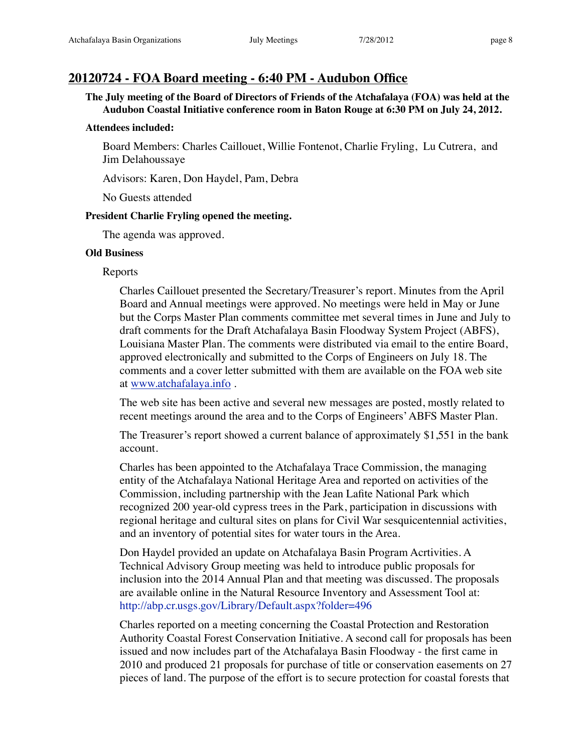## 20120724 - FOA Board meeting - 6:40 PM - Audubon Office

**The July meeting of the Board of Directors of Friends of the Atchafalaya (FOA) was held at the Audubon Coastal Initiative conference room in Baton Rouge at 6:30 PM on July 24, 2012.**

**Attendees included:**

Board Members: Charles Caillouet, Willie Fontenot, Charlie Fryling, Lu Cutrera, and Jim Delahoussaye

Advisors: Karen, Don Haydel, Pam, Debra

No Guests attended

**President Charlie Fryling opened the meeting.**

The agenda was approved.

**Old Business**

Reports

Charles Caillouet presented the Secretary/Treasurer's report. Minutes from the April Board and Annual meetings were approved. No meetings were held in May or June but the Corps Master Plan comments committee met several times in June and July to draft comments for the Draft Atchafalaya Basin Floodway System Project (ABFS), Louisiana Master Plan. The comments were distributed via email to the entire Board, approved electronically and submitted to the Corps of Engineers on July 18. The comments and a cover letter submitted with them are available on the FOA web site at www.atchafalaya.info .

The web site has been active and several new messages are posted, mostly related to recent meetings around the area and to the Corps of Engineers' ABFS Master Plan.

The Treasurer's report showed a current balance of approximately $1,551 in the bank account.

Charles has been appointed to the Atchafalaya Trace Commission, the managing entity of the Atchafalaya National Heritage Area and reported on activities of the Commission, including partnership with the Jean Lafite National Park which recognized 200 year-old cypress trees in the Park, participation in discussions with regional heritage and cultural sites on plans for Civil War sesquicentennial activities, and an inventory of potential sites for water tours in the Area.

Don Haydel provided an update on Atchafalaya Basin Program Acrtivities. A Technical Advisory Group meeting was held to introduce public proposals for inclusion into the 2014 Annual Plan and that meeting was discussed. The proposals are available online in the Natural Resource Inventory and Assessment Tool at: http://abp.cr.usgs.gov/Library/Default.aspx?folder=496

Charles reported on a meeting concerning the Coastal Protection and Restoration Authority Coastal Forest Conservation Initiative. A second call for proposals has been issued and now includes part of the Atchafalaya Basin Floodway - the first came in 2010 and produced 21 proposals for purchase of title or conservation easements on 27 pieces of land. The purpose of the effort is to secure protection for coastal forests that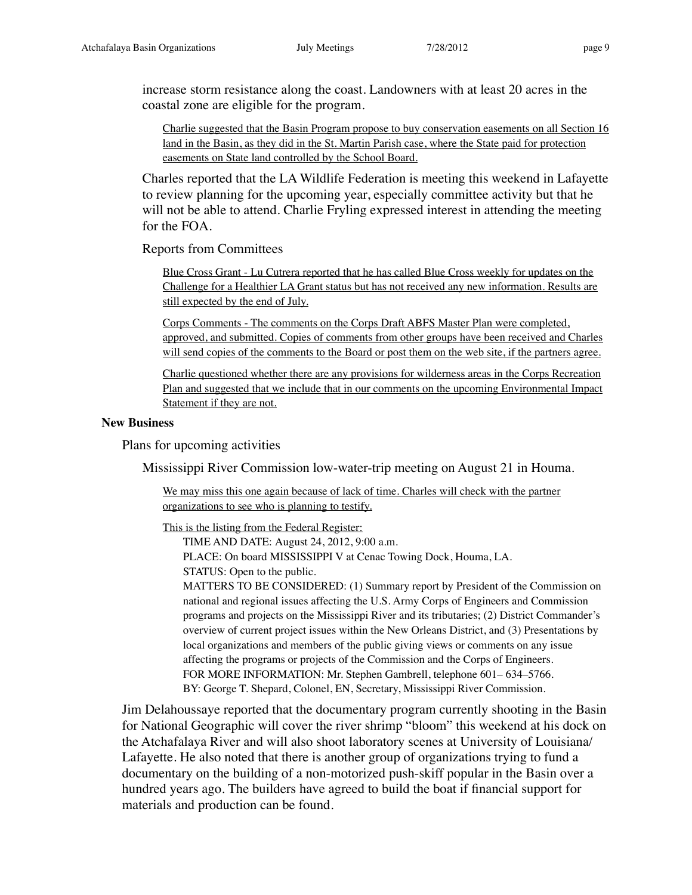increase storm resistance along the coast. Landowners with at least 20 acres in the coastal zone are eligible for the program.

<u>Charlie suggested that the Basin Program propose to buy conservation easements on all Section 16 land in the Basin, as they did in the St. Martin Parish case, where the State paid for protection easements on State land controlled by the School Board.</u>

Charles reported that the LA Wildlife Federation is meeting this weekend in Lafayette to review planning for the upcoming year, especially committee activity but that he will not be able to attend. Charlie Fryling expressed interest in attending the meeting for the FOA.

Reports from Committees

<u>Blue Cross Grant - Lu Cutrera reported that he has called Blue Cross weekly for updates on the Challenge for a Healthier LA Grant status but has not received any new information. Results are still expected by the end of July.</u>

<u>Corps Comments - The comments on the Corps Draft ABFS Master Plan were completed, approved, and submitted. Copies of comments from other groups have been received and Charles will send copies of the comments to the Board or post them on the web site, if the partners agree.</u>

<u>Charlie questioned whether there are any provisions for wilderness areas in the Corps Recreation Plan and suggested that we include that in our comments on the upcoming Environmental Impact Statement if they are not.</u>

**New Business**

Plans for upcoming activities

Mississippi River Commission low-water-trip meeting on August 21 in Houma.

<u>We may miss this one again because of lack of time. Charles will check with the partner organizations to see who is planning to testify.</u>

<u>This is the listing from the Federal Register:</u>

TIME AND DATE: August 24, 2012, 9:00 a.m.
PLACE: On board MISSISSIPPI V at Cenac Towing Dock, Houma, LA.
STATUS: Open to the public.
MATTERS TO BE CONSIDERED: (1) Summary report by President of the Commission on national and regional issues affecting the U.S. Army Corps of Engineers and Commission programs and projects on the Mississippi River and its tributaries; (2) District Commander's overview of current project issues within the New Orleans District, and (3) Presentations by local organizations and members of the public giving views or comments on any issue affecting the programs or projects of the Commission and the Corps of Engineers.
FOR MORE INFORMATION: Mr. Stephen Gambrell, telephone 601– 634–5766.
BY: George T. Shepard, Colonel, EN, Secretary, Mississippi River Commission.

Jim Delahoussaye reported that the documentary program currently shooting in the Basin for National Geographic will cover the river shrimp "bloom" this weekend at his dock on the Atchafalaya River and will also shoot laboratory scenes at University of Louisiana/ Lafayette. He also noted that there is another group of organizations trying to fund a documentary on the building of a non-motorized push-skiff popular in the Basin over a hundred years ago. The builders have agreed to build the boat if financial support for materials and production can be found.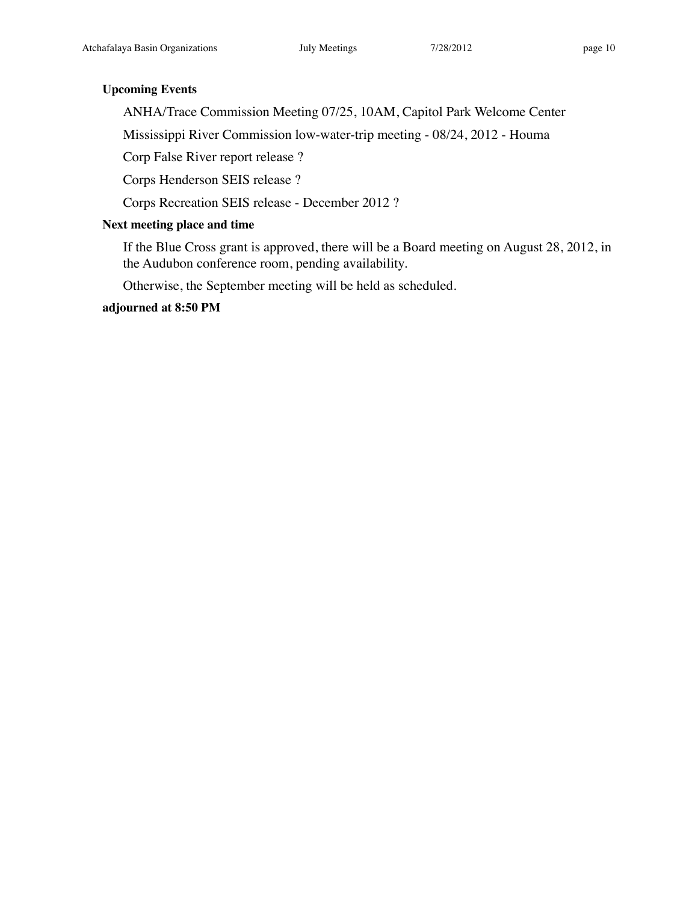**Upcoming Events**

ANHA/Trace Commission Meeting 07/25, 10AM, Capitol Park Welcome Center

Mississippi River Commission low-water-trip meeting - 08/24, 2012 - Houma

Corp False River report release ?

Corps Henderson SEIS release ?

Corps Recreation SEIS release - December 2012 ?

**Next meeting place and time**

If the Blue Cross grant is approved, there will be a Board meeting on August 28, 2012, in the Audubon conference room, pending availability.

Otherwise, the September meeting will be held as scheduled.

**adjourned at 8:50 PM**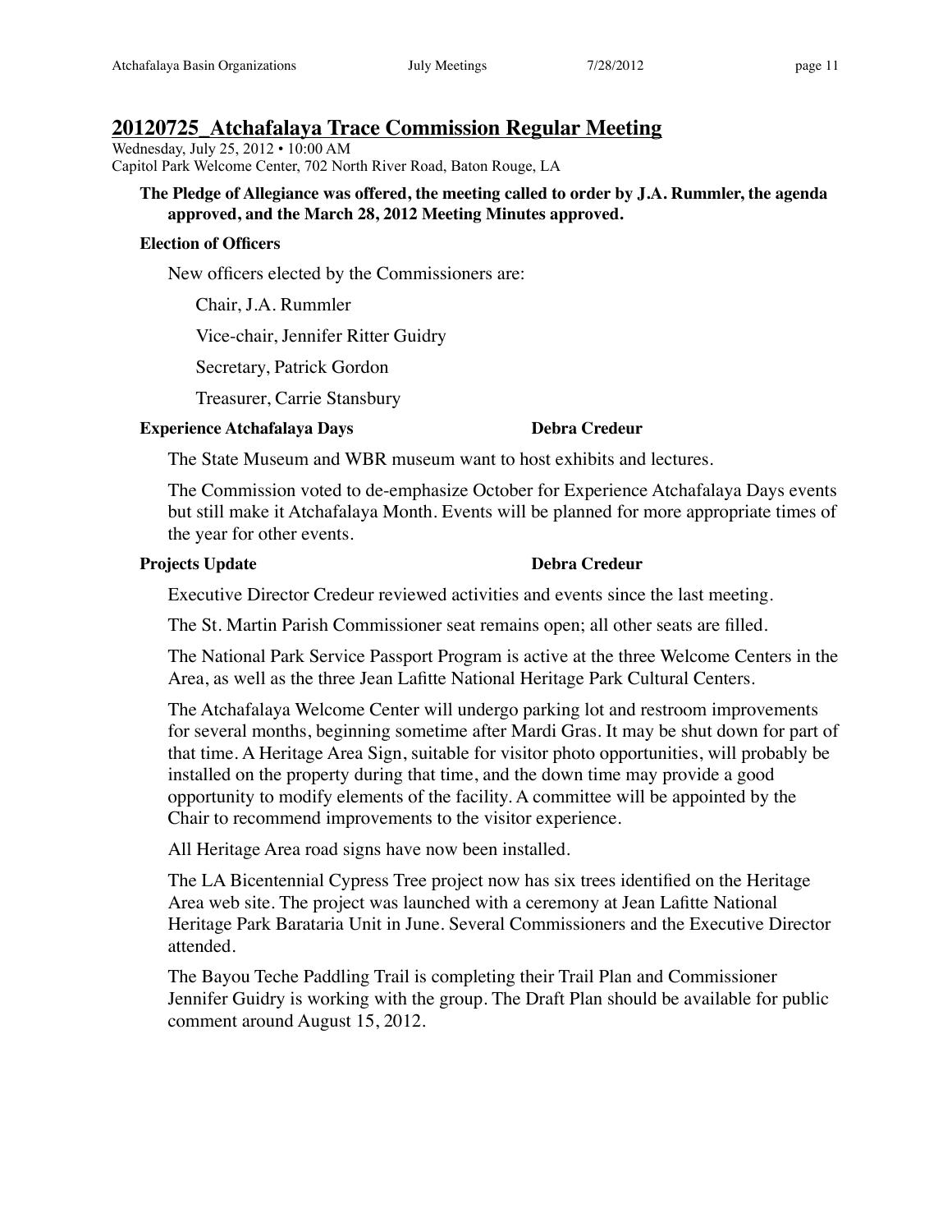## 20120725_Atchafalaya Trace Commission Regular Meeting

Wednesday, July 25, 2012 • 10:00 AM
Capitol Park Welcome Center, 702 North River Road, Baton Rouge, LA

**The Pledge of Allegiance was offered, the meeting called to order by J.A. Rummler, the agenda approved, and the March 28, 2012 Meeting Minutes approved.**

**Election of Officers**

New officers elected by the Commissioners are:

Chair, J.A. Rummler

Vice-chair, Jennifer Ritter Guidry

Secretary, Patrick Gordon

Treasurer, Carrie Stansbury

**Experience Atchafalaya Days** **Debra Credeur**

The State Museum and WBR museum want to host exhibits and lectures.

The Commission voted to de-emphasize October for Experience Atchafalaya Days events but still make it Atchafalaya Month. Events will be planned for more appropriate times of the year for other events.

**Projects Update** **Debra Credeur**

Executive Director Credeur reviewed activities and events since the last meeting.

The St. Martin Parish Commissioner seat remains open; all other seats are filled.

The National Park Service Passport Program is active at the three Welcome Centers in the Area, as well as the three Jean Lafitte National Heritage Park Cultural Centers.

The Atchafalaya Welcome Center will undergo parking lot and restroom improvements for several months, beginning sometime after Mardi Gras. It may be shut down for part of that time. A Heritage Area Sign, suitable for visitor photo opportunities, will probably be installed on the property during that time, and the down time may provide a good opportunity to modify elements of the facility. A committee will be appointed by the Chair to recommend improvements to the visitor experience.

All Heritage Area road signs have now been installed.

The LA Bicentennial Cypress Tree project now has six trees identified on the Heritage Area web site. The project was launched with a ceremony at Jean Lafitte National Heritage Park Barataria Unit in June. Several Commissioners and the Executive Director attended.

The Bayou Teche Paddling Trail is completing their Trail Plan and Commissioner Jennifer Guidry is working with the group. The Draft Plan should be available for public comment around August 15, 2012.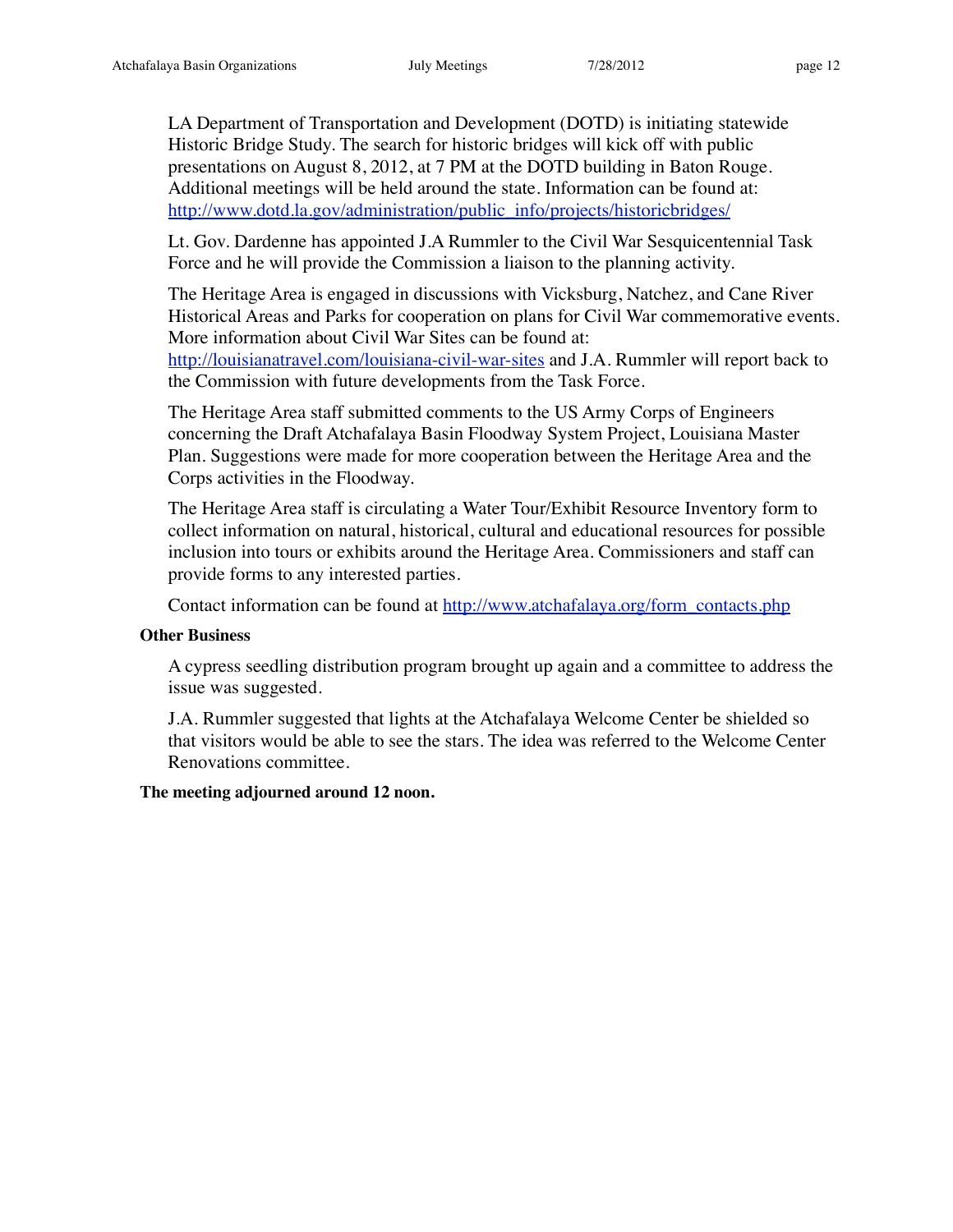LA Department of Transportation and Development (DOTD) is initiating statewide Historic Bridge Study. The search for historic bridges will kick off with public presentations on August 8, 2012, at 7 PM at the DOTD building in Baton Rouge. Additional meetings will be held around the state. Information can be found at: [http://www.dotd.la.gov/administration/public_info/projects/historicbridges/](http://www.dotd.la.gov/administration/public_info/projects/historicbridges/)

Lt. Gov. Dardenne has appointed J.A Rummler to the Civil War Sesquicentennial Task Force and he will provide the Commission a liaison to the planning activity.

The Heritage Area is engaged in discussions with Vicksburg, Natchez, and Cane River Historical Areas and Parks for cooperation on plans for Civil War commemorative events. More information about Civil War Sites can be found at: [http://louisianatravel.com/louisiana-civil-war-sites](http://louisianatravel.com/louisiana-civil-war-sites) and J.A. Rummler will report back to the Commission with future developments from the Task Force.

The Heritage Area staff submitted comments to the US Army Corps of Engineers concerning the Draft Atchafalaya Basin Floodway System Project, Louisiana Master Plan. Suggestions were made for more cooperation between the Heritage Area and the Corps activities in the Floodway.

The Heritage Area staff is circulating a Water Tour/Exhibit Resource Inventory form to collect information on natural, historical, cultural and educational resources for possible inclusion into tours or exhibits around the Heritage Area. Commissioners and staff can provide forms to any interested parties.

Contact information can be found at [http://www.atchafalaya.org/form_contacts.php](http://www.atchafalaya.org/form_contacts.php)

**Other Business**

A cypress seedling distribution program brought up again and a committee to address the issue was suggested.

J.A. Rummler suggested that lights at the Atchafalaya Welcome Center be shielded so that visitors would be able to see the stars. The idea was referred to the Welcome Center Renovations committee.

**The meeting adjourned around 12 noon.**